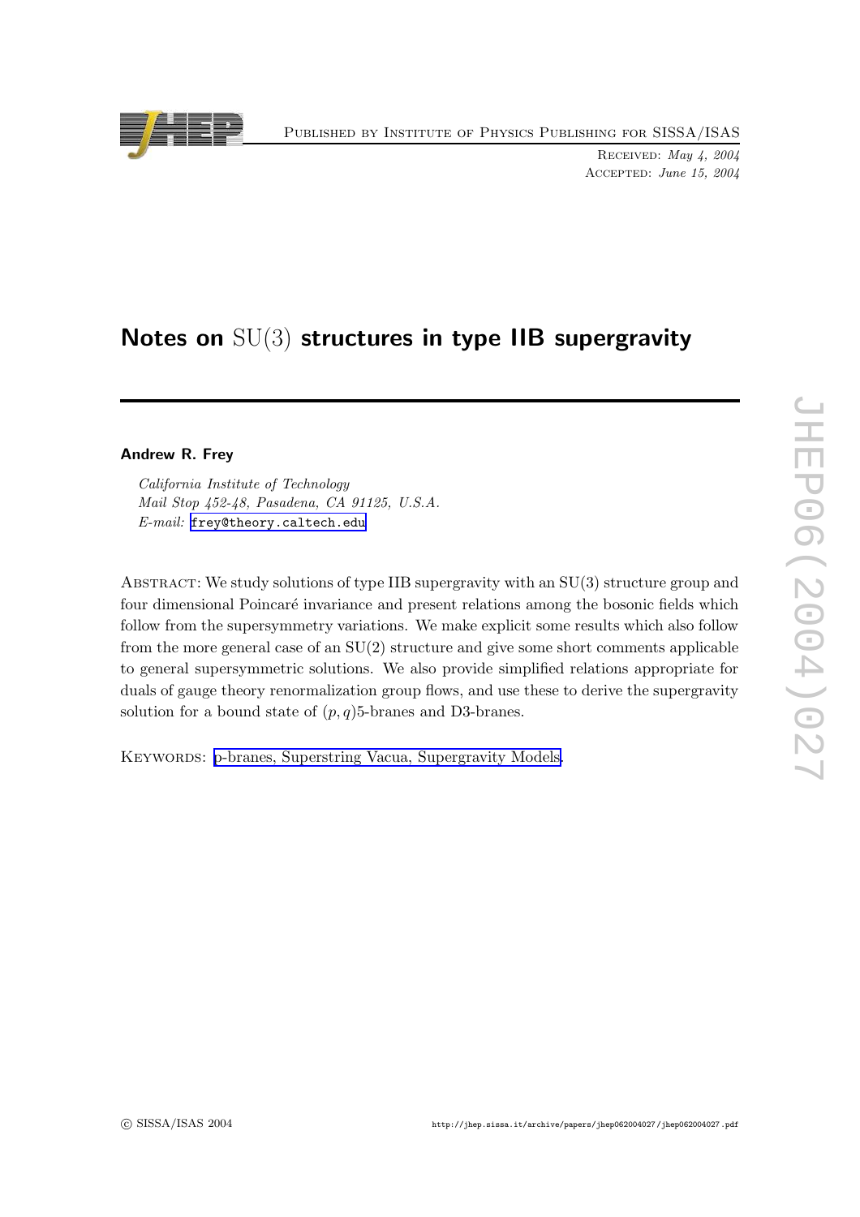# Notes on $\mathrm{SU}(3)$ structures in type IIB supergravity

**Andrew R. Frey**

*California Institute of Technology*
*Mail Stop 452-48, Pasadena, CA 91125, U.S.A.*
*E-mail:* frey@theory.caltech.edu

Abstract: We study solutions of type IIB supergravity with an $\mathrm{SU}(3)$ structure group and four dimensional Poincaré invariance and present relations among the bosonic fields which follow from the supersymmetry variations. We make explicit some results which also follow from the more general case of an $\mathrm{SU}(2)$ structure and give some short comments applicable to general supersymmetric solutions. We also provide simplified relations appropriate for duals of gauge theory renormalization group flows, and use these to derive the supergravity solution for a bound state of $(p, q)$5-branes and D3-branes.

Keywords: p-branes, Superstring Vacua, Supergravity Models.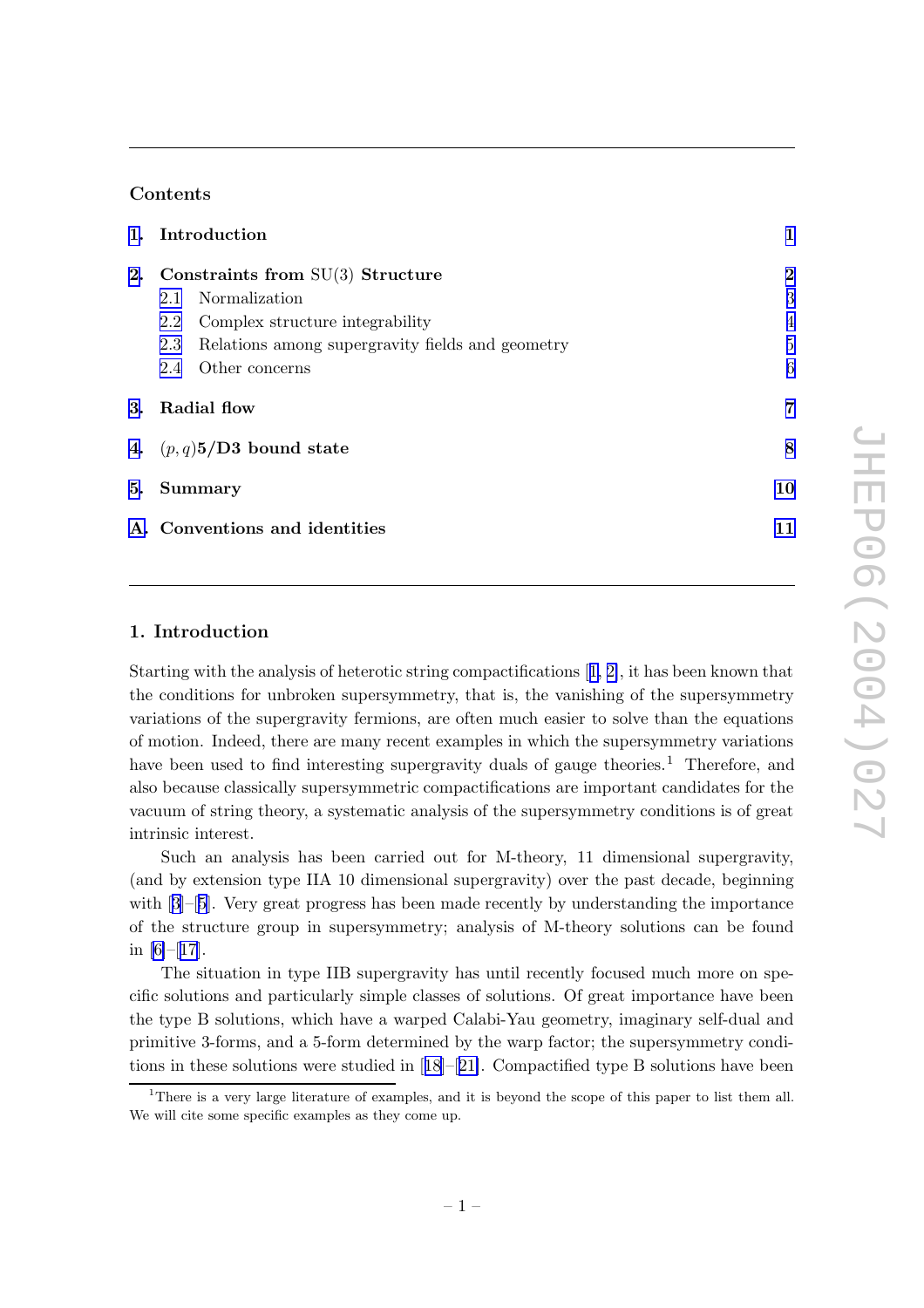## Contents

| | | |
|---|---|---|
| 1. | **Introduction** | 1 |
| 2. | **Constraints from SU(3) Structure** | 2 |
| | 2.1 Normalization | 3 |
| | 2.2 Complex structure integrability | 4 |
| | 2.3 Relations among supergravity fields and geometry | 5 |
| | 2.4 Other concerns | 6 |
| 3. | **Radial flow** | 7 |
| 4. | $(p, q)$**5/D3 bound state** | 8 |
| 5. | **Summary** | 10 |
| A. | **Conventions and identities** | 11 |

## 1. Introduction

Starting with the analysis of heterotic string compactifications [1, 2], it has been known that the conditions for unbroken supersymmetry, that is, the vanishing of the supersymmetry variations of the supergravity fermions, are often much easier to solve than the equations of motion. Indeed, there are many recent examples in which the supersymmetry variations have been used to find interesting supergravity duals of gauge theories.[1] Therefore, and also because classically supersymmetric compactifications are important candidates for the vacuum of string theory, a systematic analysis of the supersymmetry conditions is of great intrinsic interest.

Such an analysis has been carried out for M-theory, 11 dimensional supergravity, (and by extension type IIA 10 dimensional supergravity) over the past decade, beginning with [3]–[5]. Very great progress has been made recently by understanding the importance of the structure group in supersymmetry; analysis of M-theory solutions can be found in [6]–[17].

The situation in type IIB supergravity has until recently focused much more on specific solutions and particularly simple classes of solutions. Of great importance have been the type B solutions, which have a warped Calabi-Yau geometry, imaginary self-dual and primitive 3-forms, and a 5-form determined by the warp factor; the supersymmetry conditions in these solutions were studied in [18]–[21]. Compactified type B solutions have been

[1] There is a very large literature of examples, and it is beyond the scope of this paper to list them all. We will cite some specific examples as they come up.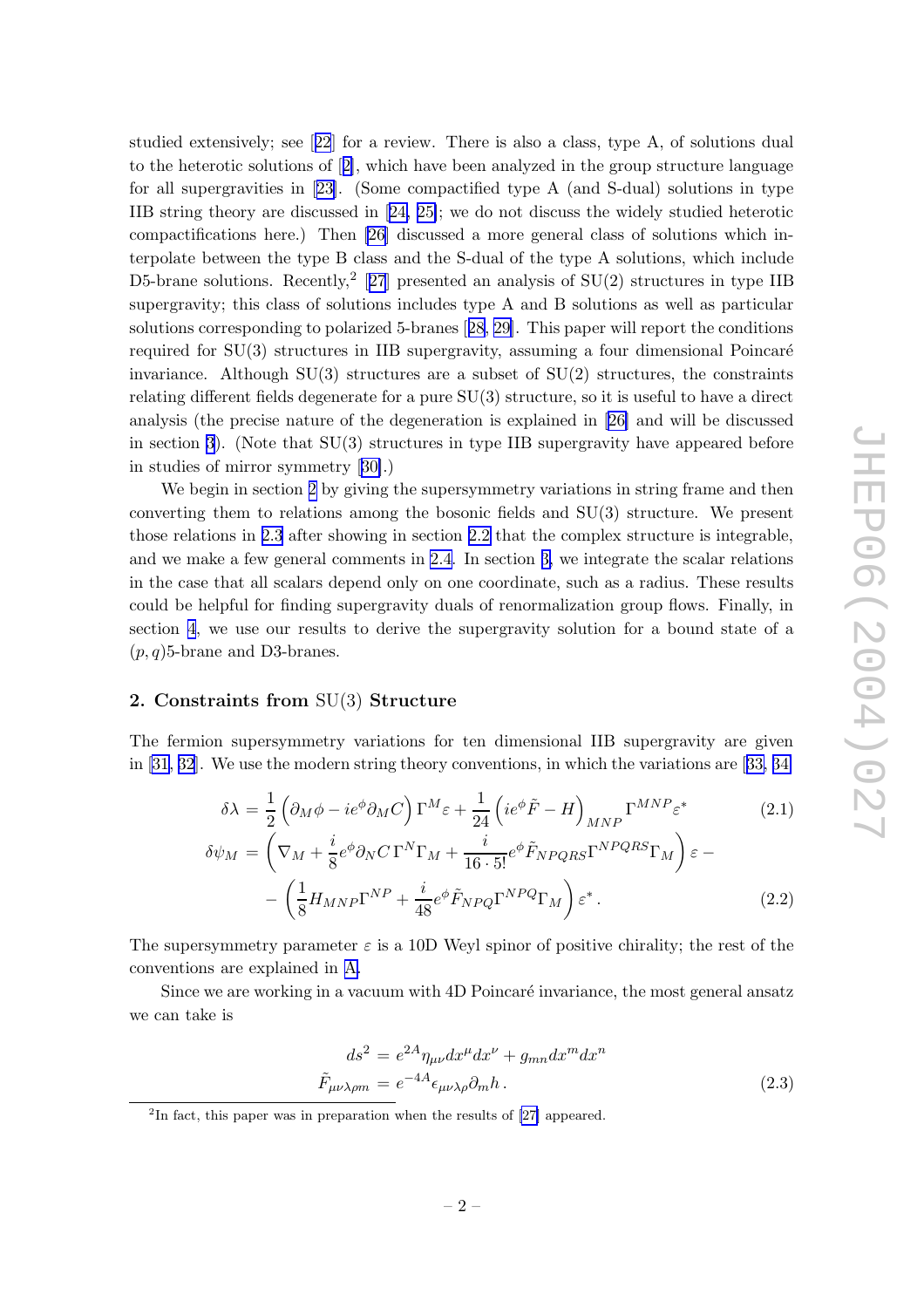studied extensively; see [22] for a review. There is also a class, type A, of solutions dual to the heterotic solutions of [2], which have been analyzed in the group structure language for all supergravities in [23]. (Some compactified type A (and S-dual) solutions in type IIB string theory are discussed in [24, 25]; we do not discuss the widely studied heterotic compactifications here.) Then [26] discussed a more general class of solutions which interpolate between the type B class and the S-dual of the type A solutions, which include D5-brane solutions. Recently,[2] [27] presented an analysis of SU(2) structures in type IIB supergravity; this class of solutions includes type A and B solutions as well as particular solutions corresponding to polarized 5-branes [28, 29]. This paper will report the conditions required for SU(3) structures in IIB supergravity, assuming a four dimensional Poincaré invariance. Although SU(3) structures are a subset of SU(2) structures, the constraints relating different fields degenerate for a pure SU(3) structure, so it is useful to have a direct analysis (the precise nature of the degeneration is explained in [26] and will be discussed in section 3). (Note that SU(3) structures in type IIB supergravity have appeared before in studies of mirror symmetry [30].)

We begin in section 2 by giving the supersymmetry variations in string frame and then converting them to relations among the bosonic fields and SU(3) structure. We present those relations in 2.3 after showing in section 2.2 that the complex structure is integrable, and we make a few general comments in 2.4. In section 3, we integrate the scalar relations in the case that all scalars depend only on one coordinate, such as a radius. These results could be helpful for finding supergravity duals of renormalization group flows. Finally, in section 4, we use our results to derive the supergravity solution for a bound state of a $(p,q)$5-brane and D3-branes.

## 2. Constraints from SU(3) Structure

The fermion supersymmetry variations for ten dimensional IIB supergravity are given in [31, 32]. We use the modern string theory conventions, in which the variations are [33, 34]

$$\delta\lambda = \frac{1}{2}\left(\partial_M\phi - ie^{\phi}\partial_M C\right)\Gamma^M\varepsilon + \frac{1}{24}\left(ie^{\phi}\tilde{F} - H\right)_{MNP}\Gamma^{MNP}\varepsilon^* \tag{2.1}$$

$$\begin{aligned}\delta\psi_M = &\left(\nabla_M + \frac{i}{8}e^{\phi}\partial_N C\,\Gamma^N\Gamma_M + \frac{i}{16\cdot 5!}e^{\phi}\tilde{F}_{NPQRS}\Gamma^{NPQRS}\Gamma_M\right)\varepsilon - \\ &-\left(\frac{1}{8}H_{MNP}\Gamma^{NP} + \frac{i}{48}e^{\phi}\tilde{F}_{NPQ}\Gamma^{NPQ}\Gamma_M\right)\varepsilon^*\,.\end{aligned} \tag{2.2}$$

The supersymmetry parameter $\varepsilon$ is a 10D Weyl spinor of positive chirality; the rest of the conventions are explained in A.

Since we are working in a vacuum with 4D Poincaré invariance, the most general ansatz we can take is

$$\begin{aligned}ds^2 &= e^{2A}\eta_{\mu\nu}dx^\mu dx^\nu + g_{mn}dx^m dx^n \\ \tilde{F}_{\mu\nu\lambda\rho m} &= e^{-4A}\epsilon_{\mu\nu\lambda\rho}\partial_m h\,.\end{aligned} \tag{2.3}$$

[2] In fact, this paper was in preparation when the results of [27] appeared.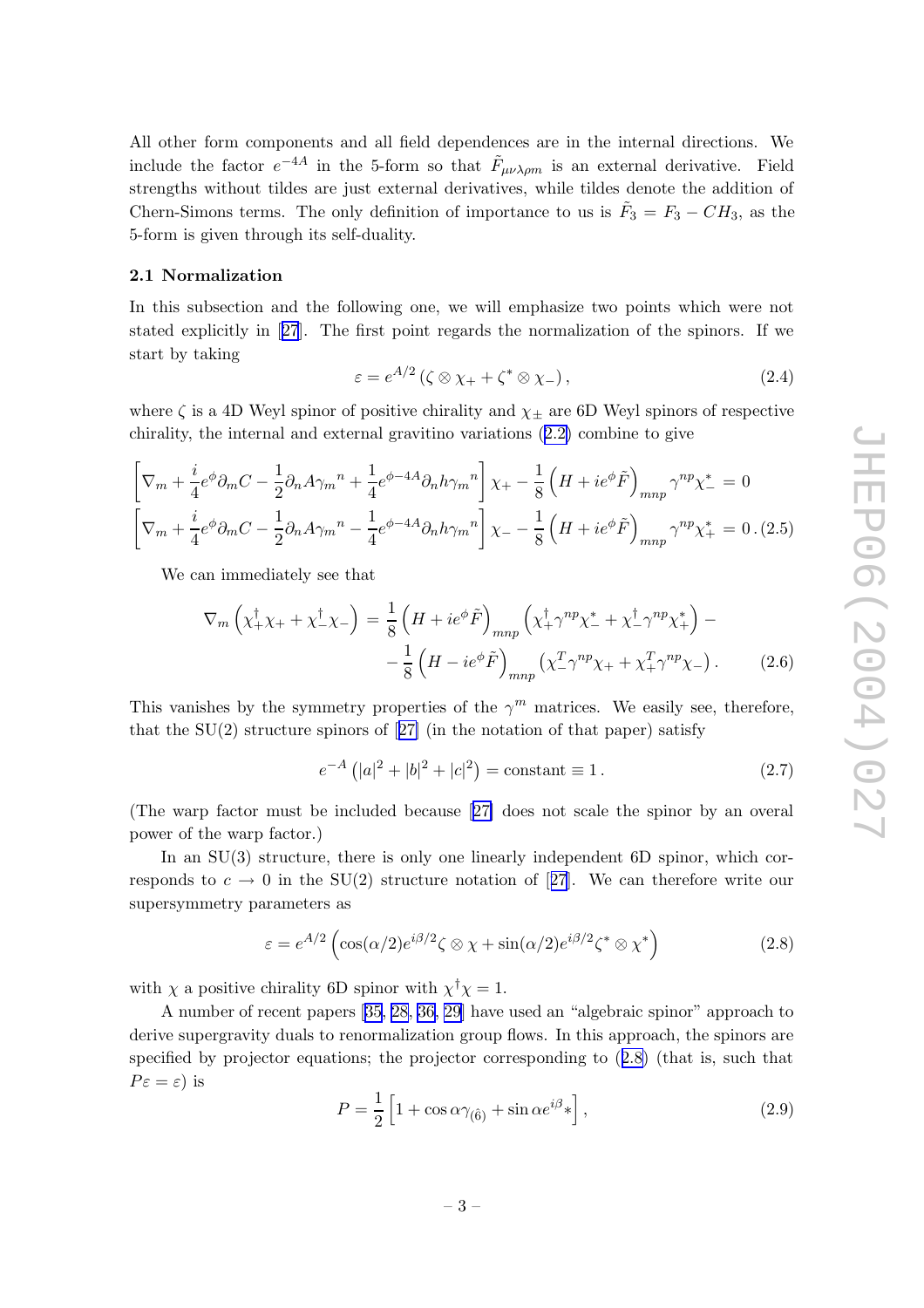All other form components and all field dependences are in the internal directions. We include the factor $e^{-4A}$ in the 5-form so that $\tilde{F}_{\mu\nu\lambda\rho m}$ is an external derivative. Field strengths without tildes are just external derivatives, while tildes denote the addition of Chern-Simons terms. The only definition of importance to us is $\tilde{F}_3 = F_3 - CH_3$, as the 5-form is given through its self-duality.

### 2.1 Normalization

In this subsection and the following one, we will emphasize two points which were not stated explicitly in [27]. The first point regards the normalization of the spinors. If we start by taking

$$\varepsilon = e^{A/2} \left( \zeta \otimes \chi_+ + \zeta^* \otimes \chi_- \right), \tag{2.4}$$

where $\zeta$ is a 4D Weyl spinor of positive chirality and $\chi_\pm$ are 6D Weyl spinors of respective chirality, the internal and external gravitino variations (2.2) combine to give

$$\begin{aligned}
&\left[ \nabla_m + \frac{i}{4} e^\phi \partial_m C - \frac{1}{2} \partial_n A \gamma_m{}^n + \frac{1}{4} e^{\phi - 4A} \partial_n h \gamma_m{}^n \right] \chi_+ - \frac{1}{8} \left( H + i e^\phi \tilde{F} \right)_{mnp} \gamma^{np} \chi_-^* = 0 \\
&\left[ \nabla_m + \frac{i}{4} e^\phi \partial_m C - \frac{1}{2} \partial_n A \gamma_m{}^n - \frac{1}{4} e^{\phi - 4A} \partial_n h \gamma_m{}^n \right] \chi_- - \frac{1}{8} \left( H + i e^\phi \tilde{F} \right)_{mnp} \gamma^{np} \chi_+^* = 0 \,.
\end{aligned} \tag{2.5}$$

We can immediately see that

$$\begin{aligned}
\nabla_m \left( \chi_+^\dagger \chi_+ + \chi_-^\dagger \chi_- \right) = &\frac{1}{8} \left( H + i e^\phi \tilde{F} \right)_{mnp} \left( \chi_+^\dagger \gamma^{np} \chi_-^* + \chi_-^\dagger \gamma^{np} \chi_+^* \right) - \\
&- \frac{1}{8} \left( H - i e^\phi \tilde{F} \right)_{mnp} \left( \chi_-^T \gamma^{np} \chi_+ + \chi_+^T \gamma^{np} \chi_- \right).
\end{aligned} \tag{2.6}$$

This vanishes by the symmetry properties of the $\gamma^m$ matrices. We easily see, therefore, that the SU(2) structure spinors of [27] (in the notation of that paper) satisfy

$$e^{-A} \left( |a|^2 + |b|^2 + |c|^2 \right) = \text{constant} \equiv 1 \,. \tag{2.7}$$

(The warp factor must be included because [27] does not scale the spinor by an overal power of the warp factor.)

In an SU(3) structure, there is only one linearly independent 6D spinor, which corresponds to $c \to 0$ in the SU(2) structure notation of [27]. We can therefore write our supersymmetry parameters as

$$\varepsilon = e^{A/2} \left( \cos(\alpha/2) e^{i\beta/2} \zeta \otimes \chi + \sin(\alpha/2) e^{i\beta/2} \zeta^* \otimes \chi^* \right) \tag{2.8}$$

with $\chi$ a positive chirality 6D spinor with $\chi^\dagger \chi = 1$.

A number of recent papers [35, 28, 36, 29] have used an "algebraic spinor" approach to derive supergravity duals to renormalization group flows. In this approach, the spinors are specified by projector equations; the projector corresponding to (2.8) (that is, such that $P\varepsilon = \varepsilon$) is

$$P = \frac{1}{2} \left[ 1 + \cos\alpha \gamma_{(\hat{6})} + \sin\alpha e^{i\beta} * \right], \tag{2.9}$$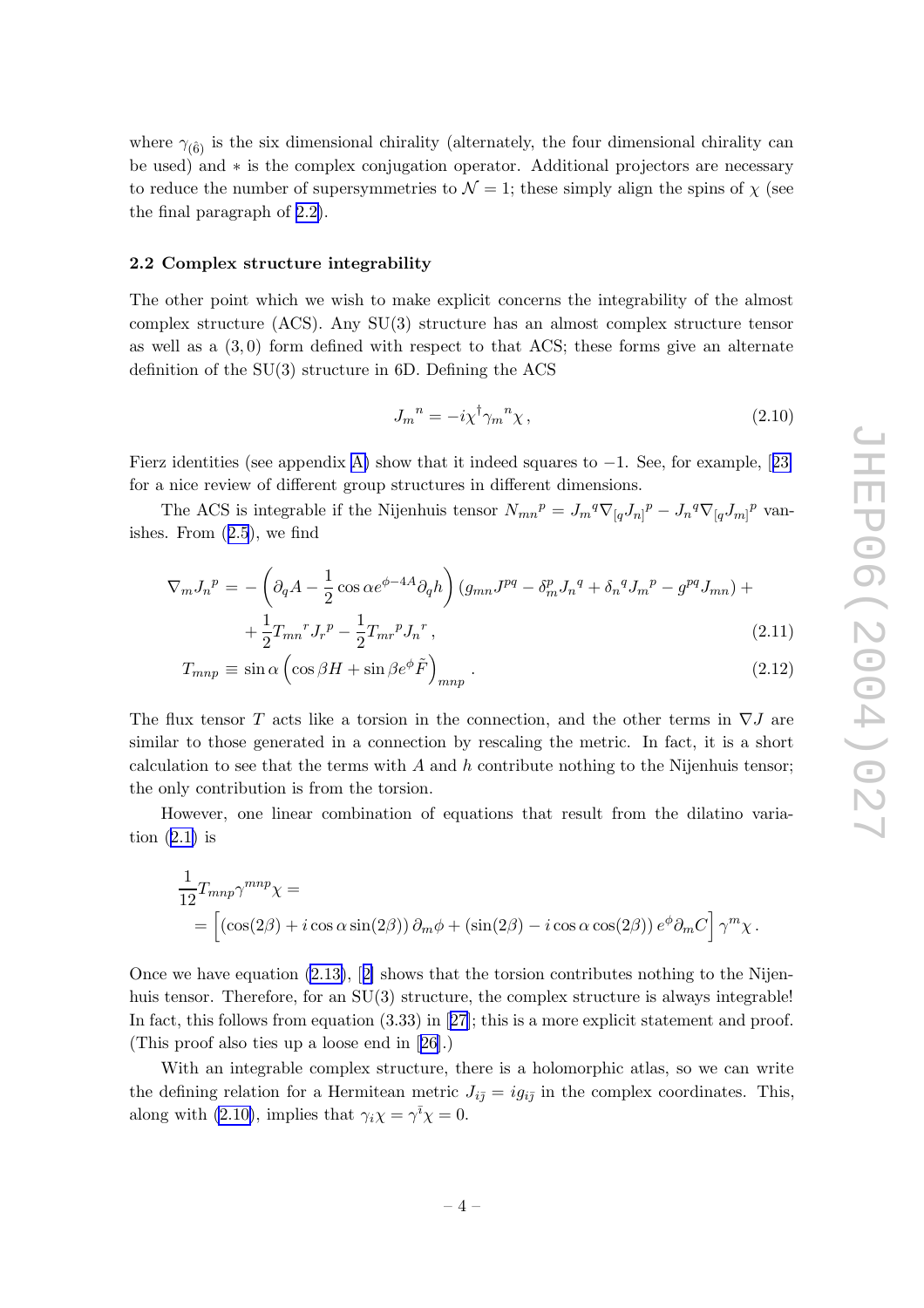where $\gamma_{(\hat{6})}$ is the six dimensional chirality (alternately, the four dimensional chirality can be used) and $*$ is the complex conjugation operator. Additional projectors are necessary to reduce the number of supersymmetries to $\mathcal{N} = 1$; these simply align the spins of $\chi$ (see the final paragraph of 2.2).

### 2.2 Complex structure integrability

The other point which we wish to make explicit concerns the integrability of the almost complex structure (ACS). Any SU(3) structure has an almost complex structure tensor as well as a $(3, 0)$ form defined with respect to that ACS; these forms give an alternate definition of the SU(3) structure in 6D. Defining the ACS

$$J_m{}^n = -i\chi^\dagger \gamma_m{}^n \chi\,, \tag{2.10}$$

Fierz identities (see appendix A) show that it indeed squares to $-1$. See, for example, [23] for a nice review of different group structures in different dimensions.

The ACS is integrable if the Nijenhuis tensor $N_{mn}{}^p = J_m{}^q \nabla_{[q} J_{n]}{}^p - J_n{}^q \nabla_{[q} J_{m]}{}^p$ vanishes. From (2.5), we find

$$\begin{aligned}
\nabla_m J_n{}^p =& -\left(\partial_q A - \frac{1}{2}\cos\alpha e^{\phi-4A}\partial_q h\right)\left(g_{mn}J^{pq} - \delta_m^p J_n{}^q + \delta_n{}^q J_m{}^p - g^{pq}J_{mn}\right) + \\
&+ \frac{1}{2}T_{mn}{}^r J_r{}^p - \frac{1}{2}T_{mr}{}^p J_n{}^r\,, 
\end{aligned}\tag{2.11}$$

$$T_{mnp} \equiv \sin\alpha\left(\cos\beta H + \sin\beta e^\phi \tilde{F}\right)_{mnp}\,. \tag{2.12}$$

The flux tensor $T$ acts like a torsion in the connection, and the other terms in $\nabla J$ are similar to those generated in a connection by rescaling the metric. In fact, it is a short calculation to see that the terms with $A$ and $h$ contribute nothing to the Nijenhuis tensor; the only contribution is from the torsion.

However, one linear combination of equations that result from the dilatino variation (2.1) is

$$\begin{aligned}
&\frac{1}{12}T_{mnp}\gamma^{mnp}\chi = \\
&= \left[\left(\cos(2\beta) + i\cos\alpha\sin(2\beta)\right)\partial_m\phi + \left(\sin(2\beta) - i\cos\alpha\cos(2\beta)\right)e^\phi \partial_m C\right]\gamma^m\chi\,.
\end{aligned}$$

Once we have equation (2.13), [2] shows that the torsion contributes nothing to the Nijenhuis tensor. Therefore, for an SU(3) structure, the complex structure is always integrable! In fact, this follows from equation (3.33) in [27]; this is a more explicit statement and proof. (This proof also ties up a loose end in [26].)

With an integrable complex structure, there is a holomorphic atlas, so we can write the defining relation for a Hermitean metric $J_{i\bar{\jmath}} = i g_{i\bar{\jmath}}$ in the complex coordinates. This, along with (2.10), implies that $\gamma_i\chi = \gamma^{\bar{\imath}}\chi = 0$.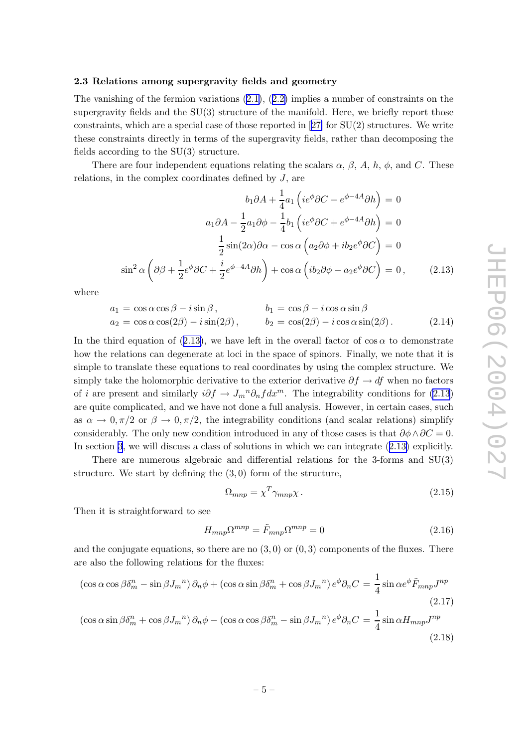### 2.3 Relations among supergravity fields and geometry

The vanishing of the fermion variations (2.1), (2.2) implies a number of constraints on the supergravity fields and the SU(3) structure of the manifold. Here, we briefly report those constraints, which are a special case of those reported in [27] for SU(2) structures. We write these constraints directly in terms of the supergravity fields, rather than decomposing the fields according to the SU(3) structure.

There are four independent equations relating the scalars $\alpha$, $\beta$, $A$, $h$, $\phi$, and $C$. These relations, in the complex coordinates defined by $J$, are

$$
\begin{aligned}
b_1\partial A + \frac{1}{4}a_1\left(ie^{\phi}\partial C - e^{\phi-4A}\partial h\right) &= 0\\
a_1\partial A - \frac{1}{2}a_1\partial\phi - \frac{1}{4}b_1\left(ie^{\phi}\partial C + e^{\phi-4A}\partial h\right) &= 0\\
\frac{1}{2}\sin(2\alpha)\partial\alpha - \cos\alpha\left(a_2\partial\phi + ib_2e^{\phi}\partial C\right) &= 0\\
\sin^2\alpha\left(\partial\beta + \frac{1}{2}e^{\phi}\partial C + \frac{i}{2}e^{\phi-4A}\partial h\right) + \cos\alpha\left(ib_2\partial\phi - a_2e^{\phi}\partial C\right) &= 0\,, \qquad (2.13)
\end{aligned}
$$

where

$$
\begin{aligned}
a_1 &= \cos\alpha\cos\beta - i\sin\beta\,, & b_1 &= \cos\beta - i\cos\alpha\sin\beta\\
a_2 &= \cos\alpha\cos(2\beta) - i\sin(2\beta)\,, & b_2 &= \cos(2\beta) - i\cos\alpha\sin(2\beta)\,. \qquad (2.14)
\end{aligned}
$$

In the third equation of (2.13), we have left in the overall factor of $\cos\alpha$ to demonstrate how the relations can degenerate at loci in the space of spinors. Finally, we note that it is simple to translate these equations to real coordinates by using the complex structure. We simply take the holomorphic derivative to the exterior derivative $\partial f \to df$ when no factors of $i$ are present and similarly $i\partial f \to J_m{}^n\partial_n f dx^m$. The integrability conditions for (2.13) are quite complicated, and we have not done a full analysis. However, in certain cases, such as $\alpha \to 0, \pi/2$ or $\beta \to 0, \pi/2$, the integrability conditions (and scalar relations) simplify considerably. The only new condition introduced in any of those cases is that $\partial\phi\wedge\partial C = 0$. In section 3, we will discuss a class of solutions in which we can integrate (2.13) explicitly.

There are numerous algebraic and differential relations for the 3-forms and SU(3) structure. We start by defining the $(3,0)$ form of the structure,

$$
\Omega_{mnp} = \chi^T\gamma_{mnp}\chi\,. \qquad (2.15)
$$

Then it is straightforward to see

$$
H_{mnp}\Omega^{mnp} = \tilde{F}_{mnp}\Omega^{mnp} = 0 \qquad (2.16)
$$

and the conjugate equations, so there are no $(3,0)$ or $(0,3)$ components of the fluxes. There are also the following relations for the fluxes:

$$
\left(\cos\alpha\cos\beta\delta_m^n - \sin\beta J_m{}^n\right)\partial_n\phi + \left(\cos\alpha\sin\beta\delta_m^n + \cos\beta J_m{}^n\right)e^{\phi}\partial_n C = \frac{1}{4}\sin\alpha e^{\phi}\tilde{F}_{mnp}J^{np} \qquad (2.17)
$$

$$
\left(\cos\alpha\sin\beta\delta_m^n + \cos\beta J_m{}^n\right)\partial_n\phi - \left(\cos\alpha\cos\beta\delta_m^n - \sin\beta J_m{}^n\right)e^{\phi}\partial_n C = \frac{1}{4}\sin\alpha H_{mnp}J^{np} \qquad (2.18)
$$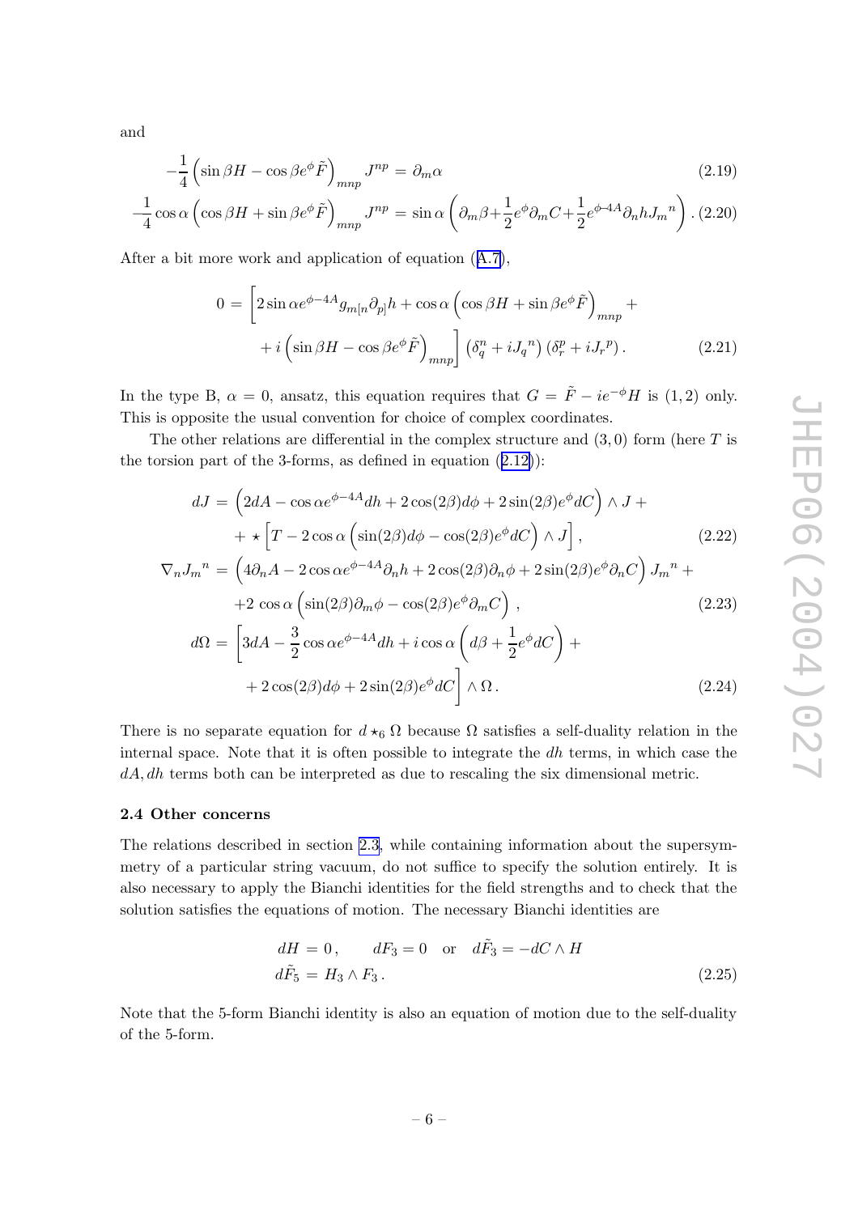and

$$-\frac{1}{4}\left(\sin\beta H-\cos\beta e^{\phi}\tilde{F}\right)_{mnp}J^{np}=\partial_m\alpha \tag{2.19}$$

$$-\frac{1}{4}\cos\alpha\left(\cos\beta H+\sin\beta e^{\phi}\tilde{F}\right)_{mnp}J^{np}=\sin\alpha\left(\partial_m\beta+\frac{1}{2}e^{\phi}\partial_m C+\frac{1}{2}e^{\phi-4A}\partial_n h J_m{}^n\right). \tag{2.20}$$

After a bit more work and application of equation (A.7),

$$\begin{aligned}0=&\left[2\sin\alpha e^{\phi-4A}g_{m[n}\partial_{p]}h+\cos\alpha\left(\cos\beta H+\sin\beta e^{\phi}\tilde{F}\right)_{mnp}+\right.\\&\left.+i\left(\sin\beta H-\cos\beta e^{\phi}\tilde{F}\right)_{mnp}\right]\left(\delta_q^n+iJ_q{}^n\right)\left(\delta_r^p+iJ_r{}^p\right).\end{aligned} \tag{2.21}$$

In the type B, $\alpha=0$, ansatz, this equation requires that $G=\tilde{F}-ie^{-\phi}H$ is $(1,2)$ only. This is opposite the usual convention for choice of complex coordinates.

The other relations are differential in the complex structure and $(3,0)$ form (here $T$ is the torsion part of the 3-forms, as defined in equation (2.12)):

$$\begin{aligned}dJ=&\left(2dA-\cos\alpha e^{\phi-4A}dh+2\cos(2\beta)d\phi+2\sin(2\beta)e^{\phi}dC\right)\wedge J+\\&+\star\left[T-2\cos\alpha\left(\sin(2\beta)d\phi-\cos(2\beta)e^{\phi}dC\right)\wedge J\right],\end{aligned} \tag{2.22}$$

$$\begin{aligned}\nabla_n J_m{}^n=&\left(4\partial_n A-2\cos\alpha e^{\phi-4A}\partial_n h+2\cos(2\beta)\partial_n\phi+2\sin(2\beta)e^{\phi}\partial_n C\right)J_m{}^n+\\&+2\cos\alpha\left(\sin(2\beta)\partial_m\phi-\cos(2\beta)e^{\phi}\partial_m C\right),\end{aligned} \tag{2.23}$$

$$\begin{aligned}d\Omega=&\left[3dA-\frac{3}{2}\cos\alpha e^{\phi-4A}dh+i\cos\alpha\left(d\beta+\frac{1}{2}e^{\phi}dC\right)+\right.\\&\left.+2\cos(2\beta)d\phi+2\sin(2\beta)e^{\phi}dC\right]\wedge\Omega.\end{aligned} \tag{2.24}$$

There is no separate equation for $d\star_6\Omega$ because $\Omega$ satisfies a self-duality relation in the internal space. Note that it is often possible to integrate the $dh$ terms, in which case the $dA, dh$ terms both can be interpreted as due to rescaling the six dimensional metric.

### 2.4 Other concerns

The relations described in section 2.3, while containing information about the supersymmetry of a particular string vacuum, do not suffice to specify the solution entirely. It is also necessary to apply the Bianchi identities for the field strengths and to check that the solution satisfies the equations of motion. The necessary Bianchi identities are

$$\begin{aligned}dH&=0,\qquad dF_3=0\quad\text{or}\quad d\tilde{F}_3=-dC\wedge H\\d\tilde{F}_5&=H_3\wedge F_3.\end{aligned} \tag{2.25}$$

Note that the 5-form Bianchi identity is also an equation of motion due to the self-duality of the 5-form.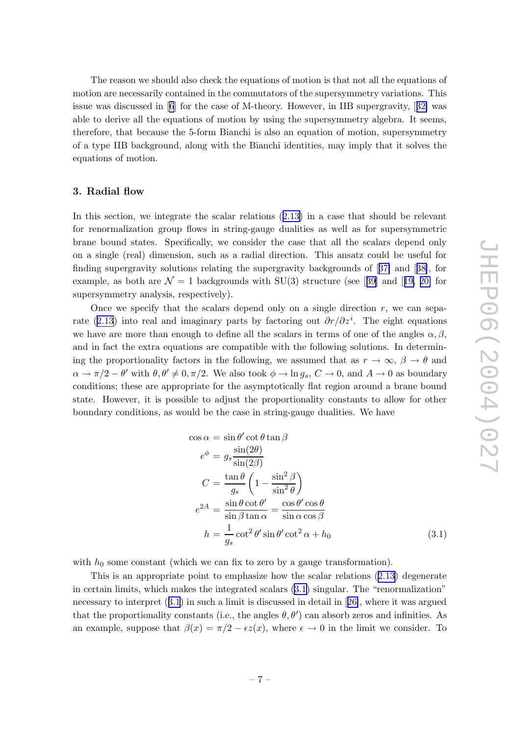The reason we should also check the equations of motion is that not all the equations of motion are necessarily contained in the commutators of the supersymmetry variations. This issue was discussed in [6] for the case of M-theory. However, in IIB supergravity, [32] was able to derive all the equations of motion by using the supersymmetry algebra. It seems, therefore, that because the 5-form Bianchi is also an equation of motion, supersymmetry of a type IIB background, along with the Bianchi identities, may imply that it solves the equations of motion.

## 3. Radial flow

In this section, we integrate the scalar relations (2.13) in a case that should be relevant for renormalization group flows in string-gauge dualities as well as for supersymmetric brane bound states. Specifically, we consider the case that all the scalars depend only on a single (real) dimension, such as a radial direction. This ansatz could be useful for finding supergravity solutions relating the supergravity backgrounds of [37] and [38], for example, as both are $\mathcal{N}=1$ backgrounds with SU(3) structure (see [39] and [19, 20] for supersymmetry analysis, respectively).

Once we specify that the scalars depend only on a single direction $r$, we can separate (2.13) into real and imaginary parts by factoring out $\partial r/\partial z^i$. The eight equations we have are more than enough to define all the scalars in terms of one of the angles $\alpha, \beta$, and in fact the extra equations are compatible with the following solutions. In determining the proportionality factors in the following, we assumed that as $r \to \infty$, $\beta \to \theta$ and $\alpha \to \pi/2 - \theta'$ with $\theta, \theta' \neq 0, \pi/2$. We also took $\phi \to \ln g_s$, $C \to 0$, and $A \to 0$ as boundary conditions; these are appropriate for the asymptotically flat region around a brane bound state. However, it is possible to adjust the proportionality constants to allow for other boundary conditions, as would be the case in string-gauge dualities. We have

$$
\begin{aligned}
\cos\alpha &= \sin\theta' \cot\theta \tan\beta \\
e^{\phi} &= g_s \frac{\sin(2\theta)}{\sin(2\beta)} \\
C &= \frac{\tan\theta}{g_s}\left(1 - \frac{\sin^2\beta}{\sin^2\theta}\right) \\
e^{2A} &= \frac{\sin\theta \cot\theta'}{\sin\beta \tan\alpha} = \frac{\cos\theta' \cos\theta}{\sin\alpha \cos\beta} \\
h &= \frac{1}{g_s}\cot^2\theta' \sin\theta' \cot^2\alpha + h_0
\end{aligned}
\tag{3.1}
$$

with $h_0$ some constant (which we can fix to zero by a gauge transformation).

This is an appropriate point to emphasize how the scalar relations (2.13) degenerate in certain limits, which makes the integrated scalars (3.1) singular. The "renormalization" necessary to interpret (3.1) in such a limit is discussed in detail in [26], where it was argued that the proportionality constants (i.e., the angles $\theta, \theta'$) can absorb zeros and infinities. As an example, suppose that $\beta(x) = \pi/2 - \epsilon z(x)$, where $\epsilon \to 0$ in the limit we consider. To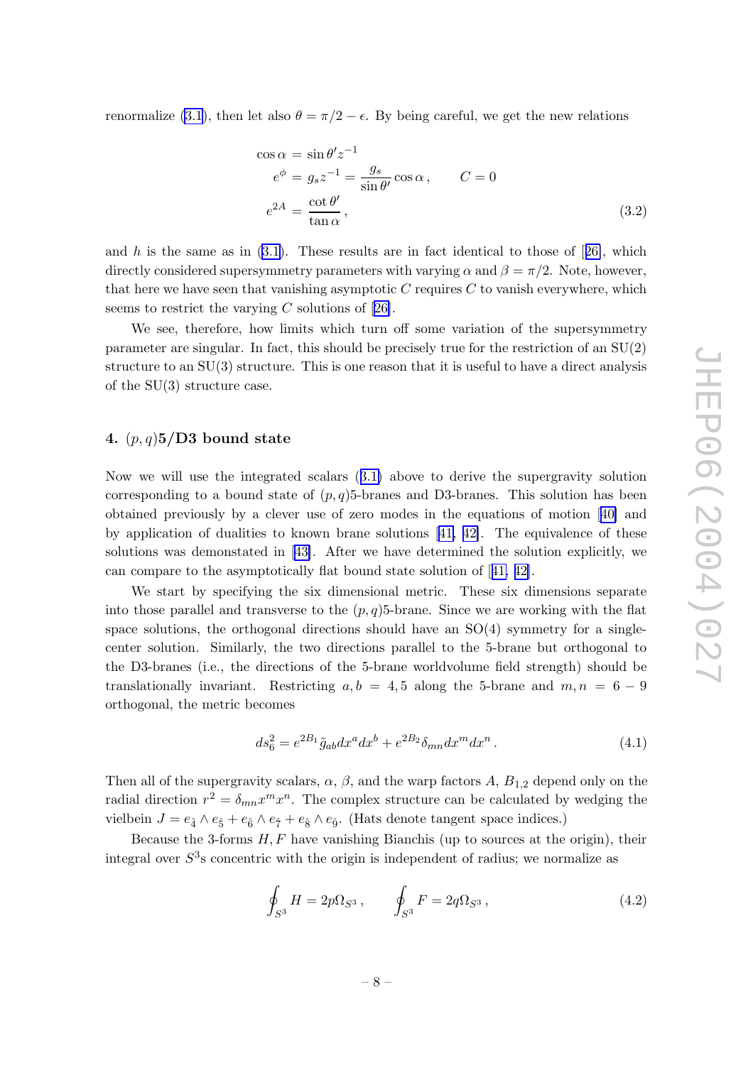renormalize (3.1), then let also $\theta = \pi/2 - \epsilon$. By being careful, we get the new relations

$$
\begin{aligned}
\cos\alpha &= \sin\theta' z^{-1} \\
e^{\phi} &= g_s z^{-1} = \frac{g_s}{\sin\theta'}\cos\alpha\,, \qquad C = 0 \\
e^{2A} &= \frac{\cot\theta'}{\tan\alpha}\,,
\end{aligned}
\tag{3.2}
$$

and $h$ is the same as in (3.1). These results are in fact identical to those of [26], which directly considered supersymmetry parameters with varying $\alpha$ and $\beta = \pi/2$. Note, however, that here we have seen that vanishing asymptotic $C$ requires $C$ to vanish everywhere, which seems to restrict the varying $C$ solutions of [26].

We see, therefore, how limits which turn off some variation of the supersymmetry parameter are singular. In fact, this should be precisely true for the restriction of an SU(2) structure to an SU(3) structure. This is one reason that it is useful to have a direct analysis of the SU(3) structure case.

## 4. $(p, q)$5/D3 bound state

Now we will use the integrated scalars (3.1) above to derive the supergravity solution corresponding to a bound state of $(p, q)$5-branes and D3-branes. This solution has been obtained previously by a clever use of zero modes in the equations of motion [40] and by application of dualities to known brane solutions [41, 42]. The equivalence of these solutions was demonstated in [43]. After we have determined the solution explicitly, we can compare to the asymptotically flat bound state solution of [41, 42].

We start by specifying the six dimensional metric. These six dimensions separate into those parallel and transverse to the $(p, q)$5-brane. Since we are working with the flat space solutions, the orthogonal directions should have an SO(4) symmetry for a single-center solution. Similarly, the two directions parallel to the 5-brane but orthogonal to the D3-branes (i.e., the directions of the 5-brane worldvolume field strength) should be translationally invariant. Restricting $a, b = 4, 5$ along the 5-brane and $m, n = 6 - 9$ orthogonal, the metric becomes

$$
ds_6^2 = e^{2B_1}\tilde{g}_{ab}dx^a dx^b + e^{2B_2}\delta_{mn}dx^m dx^n\,. \tag{4.1}
$$

Then all of the supergravity scalars, $\alpha$, $\beta$, and the warp factors $A$, $B_{1,2}$ depend only on the radial direction $r^2 = \delta_{mn}x^m x^n$. The complex structure can be calculated by wedging the vielbein $J = e_{\hat{4}} \wedge e_{\hat{5}} + e_{\hat{6}} \wedge e_{\hat{7}} + e_{\hat{8}} \wedge e_{\hat{9}}$. (Hats denote tangent space indices.)

Because the 3-forms $H, F$ have vanishing Bianchis (up to sources at the origin), their integral over $S^3$s concentric with the origin is independent of radius; we normalize as

$$
\oint_{S^3} H = 2p\Omega_{S^3}\,, \qquad \oint_{S^3} F = 2q\Omega_{S^3}\,, \tag{4.2}
$$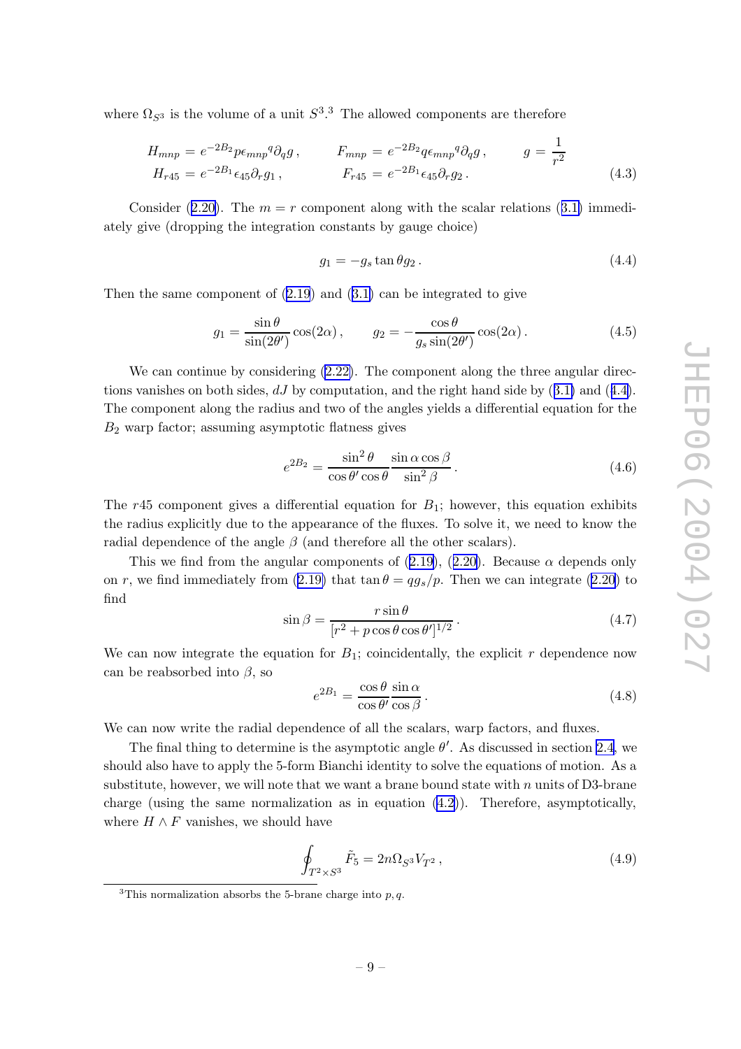where $\Omega_{S^3}$ is the volume of a unit $S^3$.[3] The allowed components are therefore

$$
\begin{aligned}
H_{mnp} &= e^{-2B_2} p \epsilon_{mnp}{}^q \partial_q g\,, \qquad & F_{mnp} &= e^{-2B_2} q \epsilon_{mnp}{}^q \partial_q g\,, \qquad & g &= \frac{1}{r^2} \\
H_{r45} &= e^{-2B_1} \epsilon_{45} \partial_r g_1\,, & F_{r45} &= e^{-2B_1} \epsilon_{45} \partial_r g_2\,. & & \qquad (4.3)
\end{aligned}
$$

Consider (2.20). The $m = r$ component along with the scalar relations (3.1) immediately give (dropping the integration constants by gauge choice)

$$
g_1 = -g_s \tan\theta g_2\,. \tag{4.4}
$$

Then the same component of (2.19) and (3.1) can be integrated to give

$$
g_1 = \frac{\sin\theta}{\sin(2\theta')} \cos(2\alpha)\,, \qquad g_2 = -\frac{\cos\theta}{g_s \sin(2\theta')} \cos(2\alpha)\,. \tag{4.5}
$$

We can continue by considering (2.22). The component along the three angular directions vanishes on both sides, $dJ$ by computation, and the right hand side by (3.1) and (4.4). The component along the radius and two of the angles yields a differential equation for the $B_2$ warp factor; assuming asymptotic flatness gives

$$
e^{2B_2} = \frac{\sin^2\theta}{\cos\theta' \cos\theta} \frac{\sin\alpha \cos\beta}{\sin^2\beta}\,. \tag{4.6}
$$

The $r45$ component gives a differential equation for $B_1$; however, this equation exhibits the radius explicitly due to the appearance of the fluxes. To solve it, we need to know the radial dependence of the angle $\beta$ (and therefore all the other scalars).

This we find from the angular components of (2.19), (2.20). Because $\alpha$ depends only on $r$, we find immediately from (2.19) that $\tan\theta = q g_s/p$. Then we can integrate (2.20) to find

$$
\sin\beta = \frac{r \sin\theta}{[r^2 + p\cos\theta\cos\theta']^{1/2}}\,. \tag{4.7}
$$

We can now integrate the equation for $B_1$; coincidentally, the explicit $r$ dependence now can be reabsorbed into $\beta$, so

$$
e^{2B_1} = \frac{\cos\theta}{\cos\theta'} \frac{\sin\alpha}{\cos\beta}\,. \tag{4.8}
$$

We can now write the radial dependence of all the scalars, warp factors, and fluxes.

The final thing to determine is the asymptotic angle $\theta'$. As discussed in section 2.4, we should also have to apply the 5-form Bianchi identity to solve the equations of motion. As a substitute, however, we will note that we want a brane bound state with $n$ units of D3-brane charge (using the same normalization as in equation (4.2)). Therefore, asymptotically, where $H \wedge F$ vanishes, we should have

$$
\oint_{T^2 \times S^3} \tilde{F}_5 = 2n \Omega_{S^3} V_{T^2}\,, \tag{4.9}
$$

[3] This normalization absorbs the 5-brane charge into $p, q$.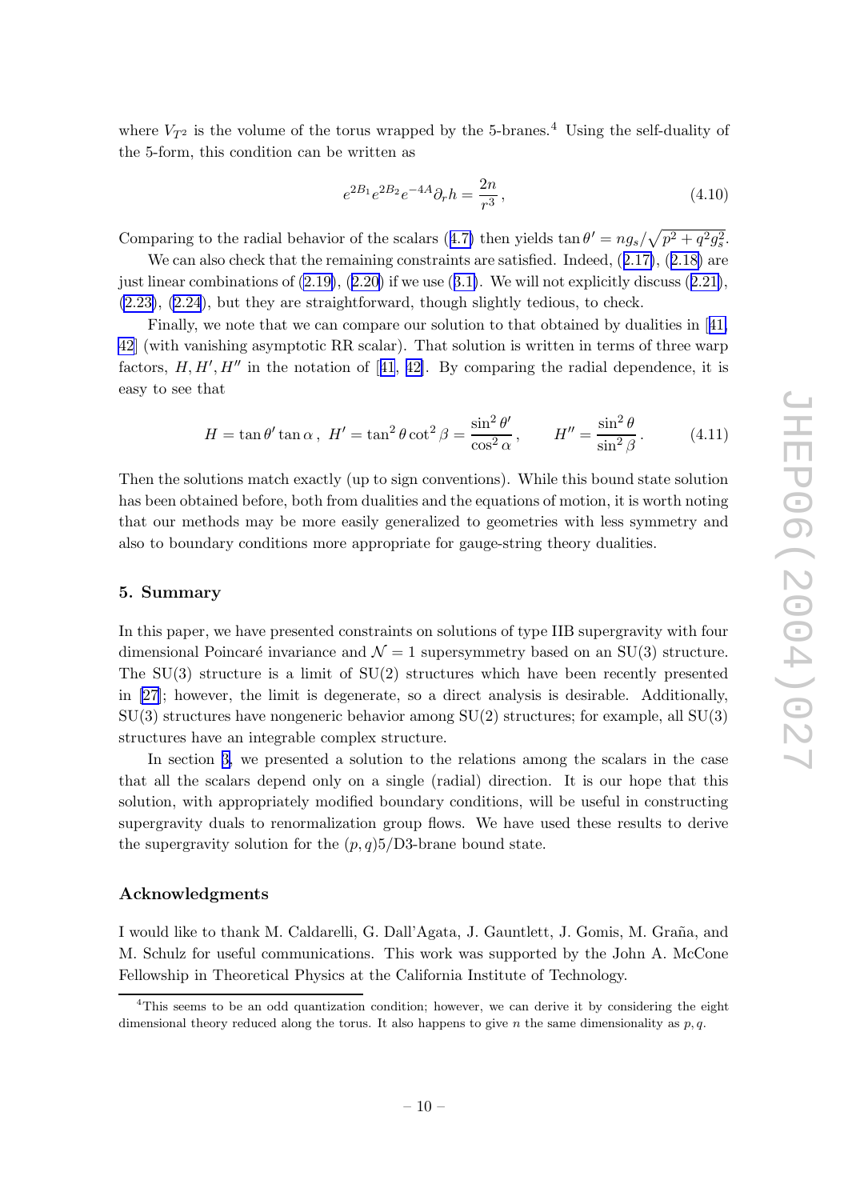where $V_{T^2}$ is the volume of the torus wrapped by the 5-branes.[4] Using the self-duality of the 5-form, this condition can be written as

$$e^{2B_1}e^{2B_2}e^{-4A}\partial_r h = \frac{2n}{r^3}\,, \tag{4.10}$$

Comparing to the radial behavior of the scalars (4.7) then yields $\tan\theta' = ng_s/\sqrt{p^2+q^2g_s^2}$.

We can also check that the remaining constraints are satisfied. Indeed, (2.17), (2.18) are just linear combinations of (2.19), (2.20) if we use (3.1). We will not explicitly discuss (2.21), (2.23), (2.24), but they are straightforward, though slightly tedious, to check.

Finally, we note that we can compare our solution to that obtained by dualities in [41, 42] (with vanishing asymptotic RR scalar). That solution is written in terms of three warp factors, $H, H', H''$ in the notation of [41, 42]. By comparing the radial dependence, it is easy to see that

$$H = \tan\theta'\tan\alpha\,,\ H' = \tan^2\theta\cot^2\beta = \frac{\sin^2\theta'}{\cos^2\alpha}\,, \qquad H'' = \frac{\sin^2\theta}{\sin^2\beta}\,. \tag{4.11}$$

Then the solutions match exactly (up to sign conventions). While this bound state solution has been obtained before, both from dualities and the equations of motion, it is worth noting that our methods may be more easily generalized to geometries with less symmetry and also to boundary conditions more appropriate for gauge-string theory dualities.

## 5. Summary

In this paper, we have presented constraints on solutions of type IIB supergravity with four dimensional Poincaré invariance and $\mathcal{N}=1$ supersymmetry based on an SU(3) structure. The SU(3) structure is a limit of SU(2) structures which have been recently presented in [27]; however, the limit is degenerate, so a direct analysis is desirable. Additionally, SU(3) structures have nongeneric behavior among SU(2) structures; for example, all SU(3) structures have an integrable complex structure.

In section 3, we presented a solution to the relations among the scalars in the case that all the scalars depend only on a single (radial) direction. It is our hope that this solution, with appropriately modified boundary conditions, will be useful in constructing supergravity duals to renormalization group flows. We have used these results to derive the supergravity solution for the $(p,q)5$/D3-brane bound state.

## Acknowledgments

I would like to thank M. Caldarelli, G. Dall'Agata, J. Gauntlett, J. Gomis, M. Graña, and M. Schulz for useful communications. This work was supported by the John A. McCone Fellowship in Theoretical Physics at the California Institute of Technology.

[4] This seems to be an odd quantization condition; however, we can derive it by considering the eight dimensional theory reduced along the torus. It also happens to give $n$ the same dimensionality as $p, q$.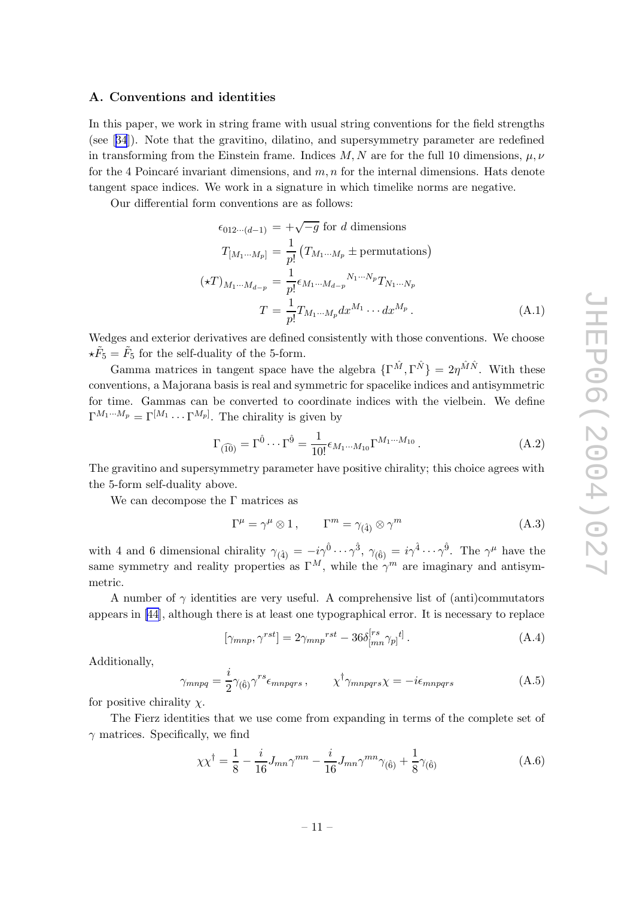## A. Conventions and identities

In this paper, we work in string frame with usual string conventions for the field strengths (see [34]). Note that the gravitino, dilatino, and supersymmetry parameter are redefined in transforming from the Einstein frame. Indices $M, N$ are for the full 10 dimensions, $\mu, \nu$ for the 4 Poincaré invariant dimensions, and $m, n$ for the internal dimensions. Hats denote tangent space indices. We work in a signature in which timelike norms are negative.

Our differential form conventions are as follows:

$$
\begin{aligned}
\epsilon_{012\cdots(d-1)} &= +\sqrt{-g} \text{ for } d \text{ dimensions} \\
T_{[M_1\cdots M_p]} &= \frac{1}{p!}\left(T_{M_1\cdots M_p} \pm \text{permutations}\right) \\
(\star T)_{M_1\cdots M_{d-p}} &= \frac{1}{p!}\epsilon_{M_1\cdots M_{d-p}}{}^{N_1\cdots N_p} T_{N_1\cdots N_p} \\
T &= \frac{1}{p!} T_{M_1\cdots M_p} dx^{M_1}\cdots dx^{M_p}\,.
\end{aligned}
\tag{A.1}
$$

Wedges and exterior derivatives are defined consistently with those conventions. We choose $\star\tilde{F}_5 = \tilde{F}_5$ for the self-duality of the 5-form.

Gamma matrices in tangent space have the algebra $\{\Gamma^{\hat{M}}, \Gamma^{\hat{N}}\} = 2\eta^{\hat{M}\hat{N}}$. With these conventions, a Majorana basis is real and symmetric for spacelike indices and antisymmetric for time. Gammas can be converted to coordinate indices with the vielbein. We define $\Gamma^{M_1\cdots M_p} = \Gamma^{[M_1}\cdots\Gamma^{M_p]}$. The chirality is given by

$$
\Gamma_{(\widehat{10})} = \Gamma^{\hat{0}}\cdots\Gamma^{\hat{9}} = \frac{1}{10!}\epsilon_{M_1\cdots M_{10}}\Gamma^{M_1\cdots M_{10}}\,. \tag{A.2}
$$

The gravitino and supersymmetry parameter have positive chirality; this choice agrees with the 5-form self-duality above.

We can decompose the $\Gamma$ matrices as

$$
\Gamma^\mu = \gamma^\mu \otimes 1\,, \qquad \Gamma^m = \gamma_{(\hat{4})} \otimes \gamma^m \tag{A.3}
$$

with 4 and 6 dimensional chirality $\gamma_{(\hat{4})} = -i\gamma^{\hat{0}}\cdots\gamma^{\hat{3}}$, $\gamma_{(\hat{6})} = i\gamma^{\hat{4}}\cdots\gamma^{\hat{9}}$. The $\gamma^\mu$ have the same symmetry and reality properties as $\Gamma^M$, while the $\gamma^m$ are imaginary and antisymmetric.

A number of $\gamma$ identities are very useful. A comprehensive list of (anti)commutators appears in [44], although there is at least one typographical error. It is necessary to replace

$$
[\gamma_{mnp}, \gamma^{rst}] = 2\gamma_{mnp}{}^{rst} - 36\delta_{[mn}^{[rs}\gamma_{p]}{}^{t]}\,. \tag{A.4}
$$

Additionally,

$$
\gamma_{mnpq} = \frac{i}{2}\gamma_{(\hat{6})}\gamma^{rs}\epsilon_{mnpqrs}\,, \qquad \chi^\dagger\gamma_{mnpqrs}\chi = -i\epsilon_{mnpqrs} \tag{A.5}
$$

for positive chirality $\chi$.

The Fierz identities that we use come from expanding in terms of the complete set of $\gamma$ matrices. Specifically, we find

$$
\chi\chi^\dagger = \frac{1}{8} - \frac{i}{16}J_{mn}\gamma^{mn} - \frac{i}{16}J_{mn}\gamma^{mn}\gamma_{(\hat{6})} + \frac{1}{8}\gamma_{(\hat{6})} \tag{A.6}
$$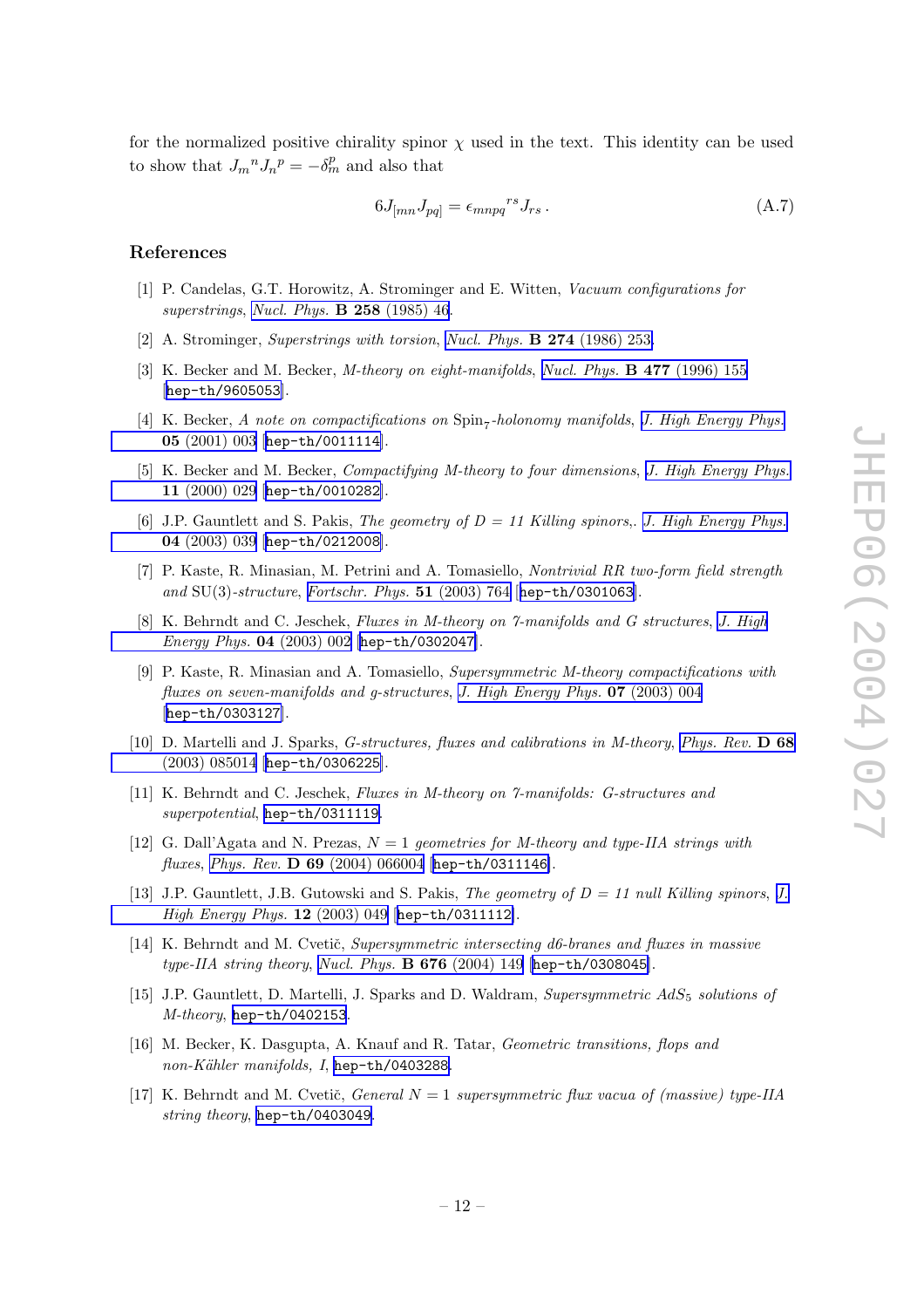for the normalized positive chirality spinor $\chi$ used in the text. This identity can be used to show that $J_m{}^n J_n{}^p = -\delta_m^p$ and also that

$$6J_{[mn}J_{pq]} = \epsilon_{mnpq}{}^{rs}J_{rs}\,. \tag{A.7}$$

## References

[1] P. Candelas, G.T. Horowitz, A. Strominger and E. Witten, *Vacuum configurations for superstrings*, *Nucl. Phys.* **B 258** (1985) 46.

[2] A. Strominger, *Superstrings with torsion*, *Nucl. Phys.* **B 274** (1986) 253.

[3] K. Becker and M. Becker, *M-theory on eight-manifolds*, *Nucl. Phys.* **B 477** (1996) 155 [hep-th/9605053].

[4] K. Becker, *A note on compactifications on* $\mathrm{Spin}_7$*-holonomy manifolds*, *J. High Energy Phys.* **05** (2001) 003 [hep-th/0011114].

[5] K. Becker and M. Becker, *Compactifying M-theory to four dimensions*, *J. High Energy Phys.* **11** (2000) 029 [hep-th/0010282].

[6] J.P. Gauntlett and S. Pakis, *The geometry of* $D = 11$ *Killing spinors,*. *J. High Energy Phys.* **04** (2003) 039 [hep-th/0212008].

[7] P. Kaste, R. Minasian, M. Petrini and A. Tomasiello, *Nontrivial RR two-form field strength and* $\mathrm{SU}(3)$*-structure*, *Fortschr. Phys.* **51** (2003) 764 [hep-th/0301063].

[8] K. Behrndt and C. Jeschek, *Fluxes in M-theory on 7-manifolds and G structures*, *J. High Energy Phys.* **04** (2003) 002 [hep-th/0302047].

[9] P. Kaste, R. Minasian and A. Tomasiello, *Supersymmetric M-theory compactifications with fluxes on seven-manifolds and g-structures*, *J. High Energy Phys.* **07** (2003) 004 [hep-th/0303127].

[10] D. Martelli and J. Sparks, *G-structures, fluxes and calibrations in M-theory*, *Phys. Rev.* **D 68** (2003) 085014 [hep-th/0306225].

[11] K. Behrndt and C. Jeschek, *Fluxes in M-theory on 7-manifolds: G-structures and superpotential*, hep-th/0311119.

[12] G. Dall'Agata and N. Prezas, $N = 1$ *geometries for M-theory and type-IIA strings with fluxes*, *Phys. Rev.* **D 69** (2004) 066004 [hep-th/0311146].

[13] J.P. Gauntlett, J.B. Gutowski and S. Pakis, *The geometry of* $D = 11$ *null Killing spinors*, *J. High Energy Phys.* **12** (2003) 049 [hep-th/0311112].

[14] K. Behrndt and M. Cvetič, *Supersymmetric intersecting d6-branes and fluxes in massive type-IIA string theory*, *Nucl. Phys.* **B 676** (2004) 149 [hep-th/0308045].

[15] J.P. Gauntlett, D. Martelli, J. Sparks and D. Waldram, *Supersymmetric* $AdS_5$ *solutions of M-theory*, hep-th/0402153.

[16] M. Becker, K. Dasgupta, A. Knauf and R. Tatar, *Geometric transitions, flops and non-Kähler manifolds, I*, hep-th/0403288.

[17] K. Behrndt and M. Cvetič, *General* $N = 1$ *supersymmetric flux vacua of (massive) type-IIA string theory*, hep-th/0403049.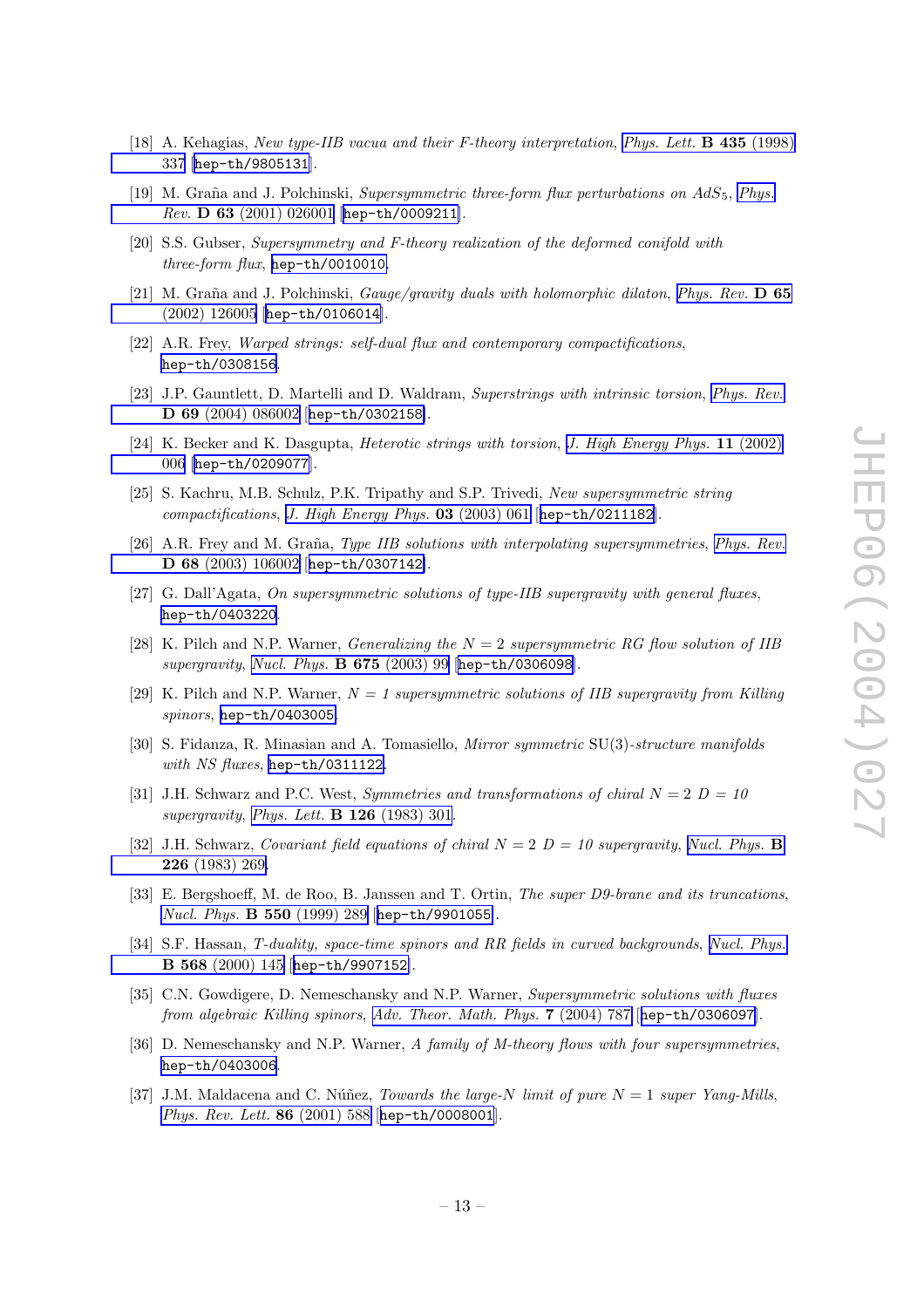[18] A. Kehagias, *New type-IIB vacua and their F-theory interpretation*, *Phys. Lett.* **B 435** (1998) 337 [hep-th/9805131].

[19] M. Graña and J. Polchinski, *Supersymmetric three-form flux perturbations on* $AdS_5$, *Phys. Rev.* **D 63** (2001) 026001 [hep-th/0009211].

[20] S.S. Gubser, *Supersymmetry and F-theory realization of the deformed conifold with three-form flux*, hep-th/0010010.

[21] M. Graña and J. Polchinski, *Gauge/gravity duals with holomorphic dilaton*, *Phys. Rev.* **D 65** (2002) 126005 [hep-th/0106014].

[22] A.R. Frey, *Warped strings: self-dual flux and contemporary compactifications*, hep-th/0308156.

[23] J.P. Gauntlett, D. Martelli and D. Waldram, *Superstrings with intrinsic torsion*, *Phys. Rev.* **D 69** (2004) 086002 [hep-th/0302158].

[24] K. Becker and K. Dasgupta, *Heterotic strings with torsion*, *J. High Energy Phys.* **11** (2002) 006 [hep-th/0209077].

[25] S. Kachru, M.B. Schulz, P.K. Tripathy and S.P. Trivedi, *New supersymmetric string compactifications*, *J. High Energy Phys.* **03** (2003) 061 [hep-th/0211182].

[26] A.R. Frey and M. Graña, *Type IIB solutions with interpolating supersymmetries*, *Phys. Rev.* **D 68** (2003) 106002 [hep-th/0307142].

[27] G. Dall'Agata, *On supersymmetric solutions of type-IIB supergravity with general fluxes*, hep-th/0403220.

[28] K. Pilch and N.P. Warner, *Generalizing the* $N = 2$ *supersymmetric RG flow solution of IIB supergravity*, *Nucl. Phys.* **B 675** (2003) 99 [hep-th/0306098].

[29] K. Pilch and N.P. Warner, $N = 1$ *supersymmetric solutions of IIB supergravity from Killing spinors*, hep-th/0403005.

[30] S. Fidanza, R. Minasian and A. Tomasiello, *Mirror symmetric* SU(3)*-structure manifolds with NS fluxes*, hep-th/0311122.

[31] J.H. Schwarz and P.C. West, *Symmetries and transformations of chiral* $N = 2$ $D = 10$ *supergravity*, *Phys. Lett.* **B 126** (1983) 301.

[32] J.H. Schwarz, *Covariant field equations of chiral* $N = 2$ $D = 10$ *supergravity*, *Nucl. Phys.* **B 226** (1983) 269.

[33] E. Bergshoeff, M. de Roo, B. Janssen and T. Ortin, *The super D9-brane and its truncations*, *Nucl. Phys.* **B 550** (1999) 289 [hep-th/9901055].

[34] S.F. Hassan, *T-duality, space-time spinors and RR fields in curved backgrounds*, *Nucl. Phys.* **B 568** (2000) 145 [hep-th/9907152].

[35] C.N. Gowdigere, D. Nemeschansky and N.P. Warner, *Supersymmetric solutions with fluxes from algebraic Killing spinors*, *Adv. Theor. Math. Phys.* **7** (2004) 787 [hep-th/0306097].

[36] D. Nemeschansky and N.P. Warner, *A family of M-theory flows with four supersymmetries*, hep-th/0403006.

[37] J.M. Maldacena and C. Núñez, *Towards the large-N limit of pure* $N = 1$ *super Yang-Mills*, *Phys. Rev. Lett.* **86** (2001) 588 [hep-th/0008001].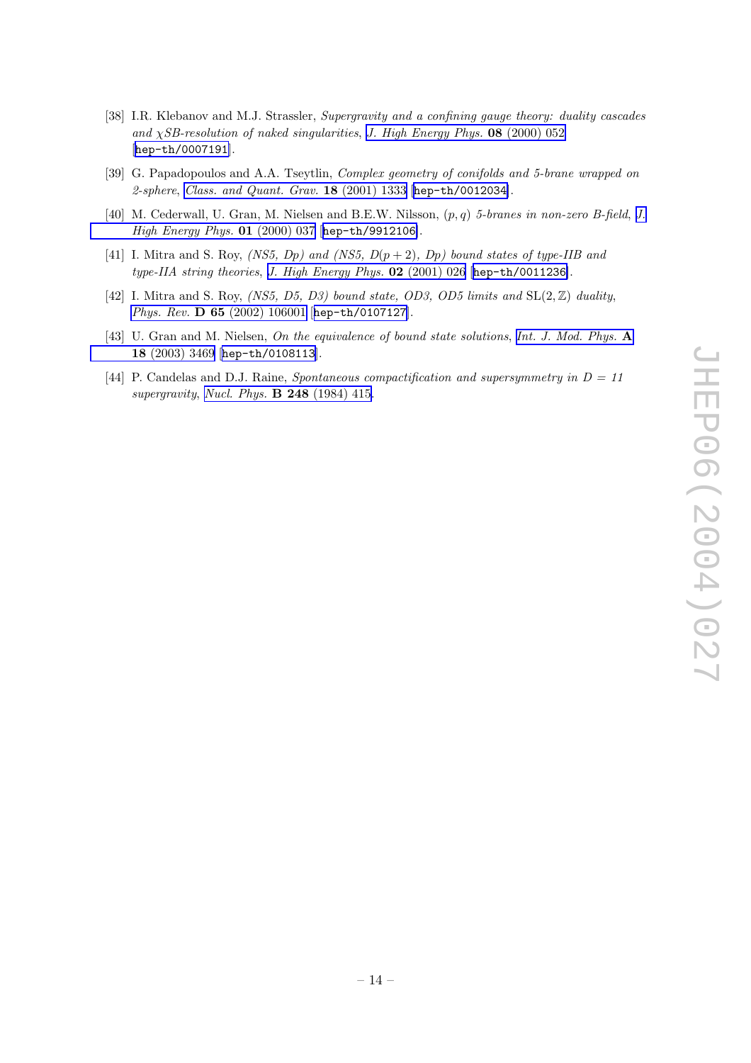[38] I.R. Klebanov and M.J. Strassler, *Supergravity and a confining gauge theory: duality cascades and $\chi$SB-resolution of naked singularities*, *J. High Energy Phys.* **08** (2000) 052 [hep-th/0007191].

[39] G. Papadopoulos and A.A. Tseytlin, *Complex geometry of conifolds and 5-brane wrapped on 2-sphere*, *Class. and Quant. Grav.* **18** (2001) 1333 [hep-th/0012034].

[40] M. Cederwall, U. Gran, M. Nielsen and B.E.W. Nilsson, *$(p, q)$ 5-branes in non-zero B-field*, *J. High Energy Phys.* **01** (2000) 037 [hep-th/9912106].

[41] I. Mitra and S. Roy, *(NS5, Dp) and (NS5, D$(p + 2)$, Dp) bound states of type-IIB and type-IIA string theories*, *J. High Energy Phys.* **02** (2001) 026 [hep-th/0011236].

[42] I. Mitra and S. Roy, *(NS5, D5, D3) bound state, OD3, OD5 limits and* $\mathrm{SL}(2, \mathbb{Z})$ *duality*, *Phys. Rev.* **D 65** (2002) 106001 [hep-th/0107127].

[43] U. Gran and M. Nielsen, *On the equivalence of bound state solutions*, *Int. J. Mod. Phys.* **A 18** (2003) 3469 [hep-th/0108113].

[44] P. Candelas and D.J. Raine, *Spontaneous compactification and supersymmetry in $D = 11$ supergravity*, *Nucl. Phys.* **B 248** (1984) 415.